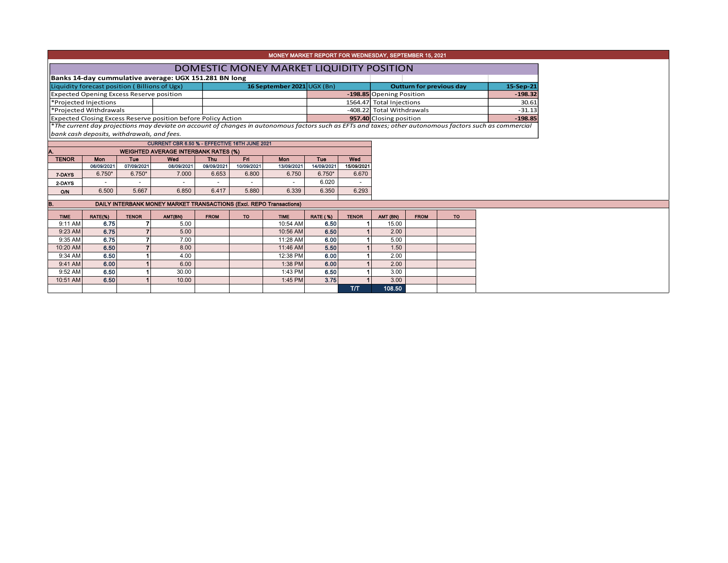MONEY MARKET REPORT FOR WEDNESDAY, SEPTEMBER 15, 2021

# DOMESTIC MONEY MARKET LIQUIDITY POSITION

**Banks 14-day cummulative average: UGX 151.281 BN long**

| Liquidity forecast position ( Billions of Ugx) | 16 September 2021 UGX (Bn) | Outturn for previous day | 15-Sep-21 |
|---|---|---|---|
| Expected Opening Excess Reserve position | -198.85 | Opening Position | -198.32 |
| *Projected Injections | 1564.47 | Total Injections | 30.61 |
| *Projected Withdrawals | -408.22 | Total Withdrawals | -31.13 |
| Expected Closing Excess Reserve position before Policy Action | 957.40 | Closing position | -198.85 |

*\*The current day projections may deviate on account of changes in autonomous factors such as EFTs and taxes; other autonomous factors such as commercial bank cash deposits, withdrawals, and fees.*

CURRENT CBR 6.50 % - EFFECTIVE 16TH JUNE 2021

## A. WEIGHTED AVERAGE INTERBANK RATES (%)

| TENOR | Mon | Tue | Wed | Thu | Fri | Mon | Tue | Wed |
|---|---|---|---|---|---|---|---|---|
| | 06/09/2021 | 07/09/2021 | 08/09/2021 | 09/09/2021 | 10/09/2021 | 13/09/2021 | 14/09/2021 | 15/09/2021 |
| 7-DAYS | 6.750* | 6.750* | 7.000 | 6.653 | 6.800 | 6.750 | 6.750* | 6.670 |
| 2-DAYS | - | - | - | - | - | - | 6.020 | - |
| O/N | 6.500 | 5.667 | 6.850 | 6.417 | 5.880 | 6.339 | 6.350 | 6.293 |

## B. DAILY INTERBANK MONEY MARKET TRANSACTIONS (Excl. REPO Transactions)

| TIME | RATE(%) | TENOR | AMT(BN) | FROM | TO | TIME | RATE ( %) | TENOR | AMT (BN) | FROM | TO |
|---|---|---|---|---|---|---|---|---|---|---|---|
| 9:11 AM | 6.75 | 7 | 5.00 | | | 10:54 AM | 6.50 | 1 | 15.00 | | |
| 9:23 AM | 6.75 | 7 | 5.00 | | | 10:56 AM | 6.50 | 1 | 2.00 | | |
| 9:35 AM | 6.75 | 7 | 7.00 | | | 11:28 AM | 6.00 | 1 | 5.00 | | |
| 10:20 AM | 6.50 | 7 | 8.00 | | | 11:46 AM | 5.50 | 1 | 1.50 | | |
| 9:34 AM | 6.50 | 1 | 4.00 | | | 12:38 PM | 6.00 | 1 | 2.00 | | |
| 9:41 AM | 6.00 | 1 | 6.00 | | | 1:38 PM | 6.00 | 1 | 2.00 | | |
| 9:52 AM | 6.50 | 1 | 30.00 | | | 1:43 PM | 6.50 | 1 | 3.00 | | |
| 10:51 AM | 6.50 | 1 | 10.00 | | | 1:45 PM | 3.75 | 1 | 3.00 | | |
| | | | | | | | | T/T | 108.50 | | |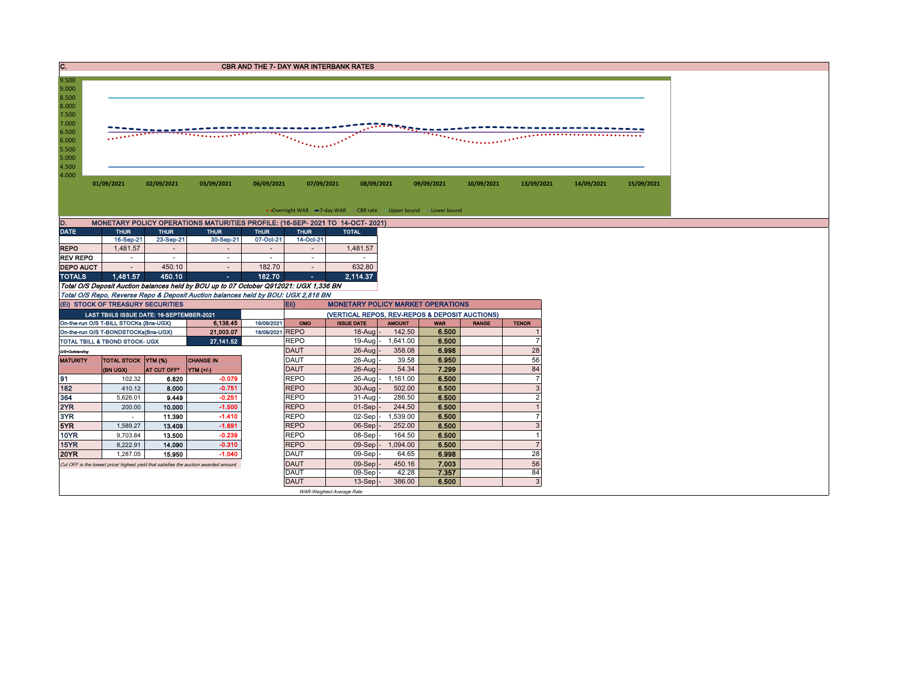## C. CBR AND THE 7- DAY WAR INTERBANK RATES

9.500
9.000
8.500
8.000
7.500
7.000
6.500
6.000
5.500
5.000
4.500
4.000

01/09/2021 02/09/2021 03/09/2021 06/09/2021 07/09/2021 08/09/2021 09/09/2021 10/09/2021 13/09/2021 14/09/2021 15/09/2021

Overnight WAR, 7-day WAR, CBR rate, Upper bound, Lower bound

## D. MONETARY POLICY OPERATIONS MATURITIES PROFILE: (16-SEP- 2021 TO 14-OCT- 2021)

| DATE | THUR | THUR | THUR | THUR | THUR | TOTAL |
|---|---|---|---|---|---|---|
| | 16-Sep-21 | 23-Sep-21 | 30-Sep-21 | 07-Oct-21 | 14-Oct-21 | |
| REPO | 1,481.57 | - | - | - | - | 1,481.57 |
| REV REPO | - | - | - | - | - | - |
| DEPO AUCT | - | 450.10 | - | 182.70 | - | 632.80 |
| TOTALS | 1,481.57 | 450.10 | - | 182.70 | - | 2,114.37 |

*Total O/S Deposit Auction balances held by BOU up to 07 October Q912021: UGX 1,336 BN*

*Total O/S Repo, Reverse Repo & Deposit Auction balances held by BOU: UGX 2,818 BN*

## (Ei) STOCK OF TREASURY SECURITIES

| LAST TBIILS ISSUE DATE: 16-SEPTEMBER-2021 | | | |
|---|---|---|---|
| On-the-run O/S T-BILL STOCKs (Bns-UGX) | | 6,138.45 | 16/09/2021 |
| On-the-run O/S T-BONDSTOCKs(Bns-UGX) | | 21,003.07 | 16/09/2021 |
| TOTAL TBILL & TBOND STOCK- UGX | | 27,141.52 | |

O/S=Outstanding

| MATURITY | TOTAL STOCK (BN UGX) | YTM (%) AT CUT OFF* | CHANGE IN YTM (+/-) |
|---|---|---|---|
| 91 | 102.32 | 6.820 | -0.079 |
| 182 | 410.12 | 8.000 | -0.751 |
| 364 | 5,626.01 | 9.449 | -0.251 |
| 2YR | 200.00 | 10.000 | -1.500 |
| 3YR | - | 11.390 | -1.410 |
| 5YR | 1,589.27 | 13.409 | -1.691 |
| 10YR | 9,703.84 | 13.500 | -0.239 |
| 15YR | 8,222.91 | 14.090 | -0.310 |
| 20YR | 1,287.05 | 15.950 | -1.040 |

*Cut OFF is the lowest price/ highest yield that satisfies the auction awarded amount.*

## Eii) MONETARY POLICY MARKET OPERATIONS

(VERTICAL REPOS, REV-REPOS & DEPOSIT AUCTIONS)

| OMO | ISSUE DATE | AMOUNT | WAR | RANGE | TENOR |
|---|---|---|---|---|---|
| REPO | 18-Aug | 142.50 | 6.500 | | 1 |
| REPO | 19-Aug | 1,641.00 | 6.500 | | 7 |
| DAUT | 26-Aug | 358.08 | 6.998 | | 28 |
| DAUT | 26-Aug | 39.58 | 6.950 | | 56 |
| DAUT | 26-Aug | 54.34 | 7.299 | | 84 |
| REPO | 26-Aug | 1,161.00 | 6.500 | | 7 |
| REPO | 30-Aug | 502.00 | 6.500 | | 3 |
| REPO | 31-Aug | 286.50 | 6.500 | | 2 |
| REPO | 01-Sep | 244.50 | 6.500 | | 1 |
| REPO | 02-Sep | 1,539.00 | 6.500 | | 7 |
| REPO | 06-Sep | 252.00 | 6.500 | | 3 |
| REPO | 08-Sep | 164.50 | 6.500 | | 1 |
| REPO | 09-Sep | 1,094.00 | 6.500 | | 7 |
| DAUT | 09-Sep | 64.65 | 6.998 | | 28 |
| DAUT | 09-Sep | 450.16 | 7.003 | | 56 |
| DAUT | 09-Sep | 42.28 | 7.357 | | 84 |
| DAUT | 13-Sep | 386.00 | 6.500 | | 3 |

*WAR-Weighted Average Rate*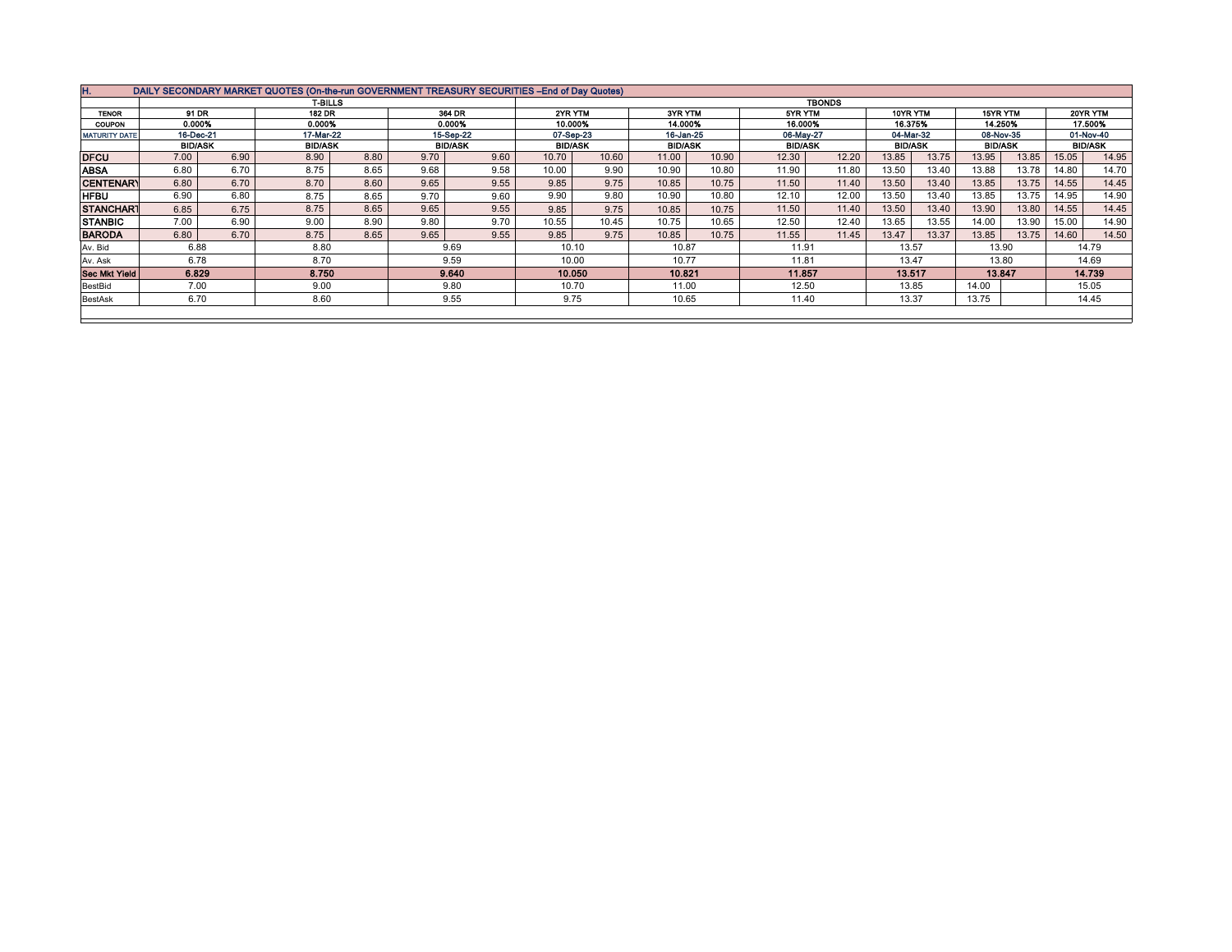| H. | DAILY SECONDARY MARKET QUOTES (On-the-run GOVERNMENT TREASURY SECURITIES –End of Day Quotes) | | | | | | | | | | | | | | | | | |
|---|---|---|---|---|---|---|---|---|---|---|---|---|---|---|---|---|---|---|
| | T-BILLS | | | | | | TBONDS | | | | | | | | | | | |
| TENOR | 91 DR | | 182 DR | | 364 DR | | 2YR YTM | | 3YR YTM | | 5YR YTM | | 10YR YTM | | 15YR YTM | | 20YR YTM | |
| COUPON | 0.000% | | 0.000% | | 0.000% | | 10.000% | | 14.000% | | 16.000% | | 16.375% | | 14.250% | | 17.500% | |
| MATURITY DATE | 16-Dec-21 | | 17-Mar-22 | | 15-Sep-22 | | 07-Sep-23 | | 16-Jan-25 | | 06-May-27 | | 04-Mar-32 | | 08-Nov-35 | | 01-Nov-40 | |
| | BID/ASK | | BID/ASK | | BID/ASK | | BID/ASK | | BID/ASK | | BID/ASK | | BID/ASK | | BID/ASK | | BID/ASK | |
| DFCU | 7.00 | 6.90 | 8.90 | 8.80 | 9.70 | 9.60 | 10.70 | 10.60 | 11.00 | 10.90 | 12.30 | 12.20 | 13.85 | 13.75 | 13.95 | 13.85 | 15.05 | 14.95 |
| ABSA | 6.80 | 6.70 | 8.75 | 8.65 | 9.68 | 9.58 | 10.00 | 9.90 | 10.90 | 10.80 | 11.90 | 11.80 | 13.50 | 13.40 | 13.88 | 13.78 | 14.80 | 14.70 |
| CENTENARY | 6.80 | 6.70 | 8.70 | 8.60 | 9.65 | 9.55 | 9.85 | 9.75 | 10.85 | 10.75 | 11.50 | 11.40 | 13.50 | 13.40 | 13.85 | 13.75 | 14.55 | 14.45 |
| HFBU | 6.90 | 6.80 | 8.75 | 8.65 | 9.70 | 9.60 | 9.90 | 9.80 | 10.90 | 10.80 | 12.10 | 12.00 | 13.50 | 13.40 | 13.85 | 13.75 | 14.95 | 14.90 |
| STANCHART | 6.85 | 6.75 | 8.75 | 8.65 | 9.65 | 9.55 | 9.85 | 9.75 | 10.85 | 10.75 | 11.50 | 11.40 | 13.50 | 13.40 | 13.90 | 13.80 | 14.55 | 14.45 |
| STANBIC | 7.00 | 6.90 | 9.00 | 8.90 | 9.80 | 9.70 | 10.55 | 10.45 | 10.75 | 10.65 | 12.50 | 12.40 | 13.65 | 13.55 | 14.00 | 13.90 | 15.00 | 14.90 |
| BARODA | 6.80 | 6.70 | 8.75 | 8.65 | 9.65 | 9.55 | 9.85 | 9.75 | 10.85 | 10.75 | 11.55 | 11.45 | 13.47 | 13.37 | 13.85 | 13.75 | 14.60 | 14.50 |
| Av. Bid | 6.88 | | 8.80 | | 9.69 | | 10.10 | | 10.87 | | 11.91 | | 13.57 | | 13.90 | | 14.79 | |
| Av. Ask | 6.78 | | 8.70 | | 9.59 | | 10.00 | | 10.77 | | 11.81 | | 13.47 | | 13.80 | | 14.69 | |
| Sec Mkt Yield | 6.829 | | 8.750 | | 9.640 | | 10.050 | | 10.821 | | 11.857 | | 13.517 | | 13.847 | | 14.739 | |
| BestBid | 7.00 | | 9.00 | | 9.80 | | 10.70 | | 11.00 | | 12.50 | | 13.85 | | 14.00 | | 15.05 | |
| BestAsk | 6.70 | | 8.60 | | 9.55 | | 9.75 | | 10.65 | | 11.40 | | 13.37 | | 13.75 | | 14.45 | |